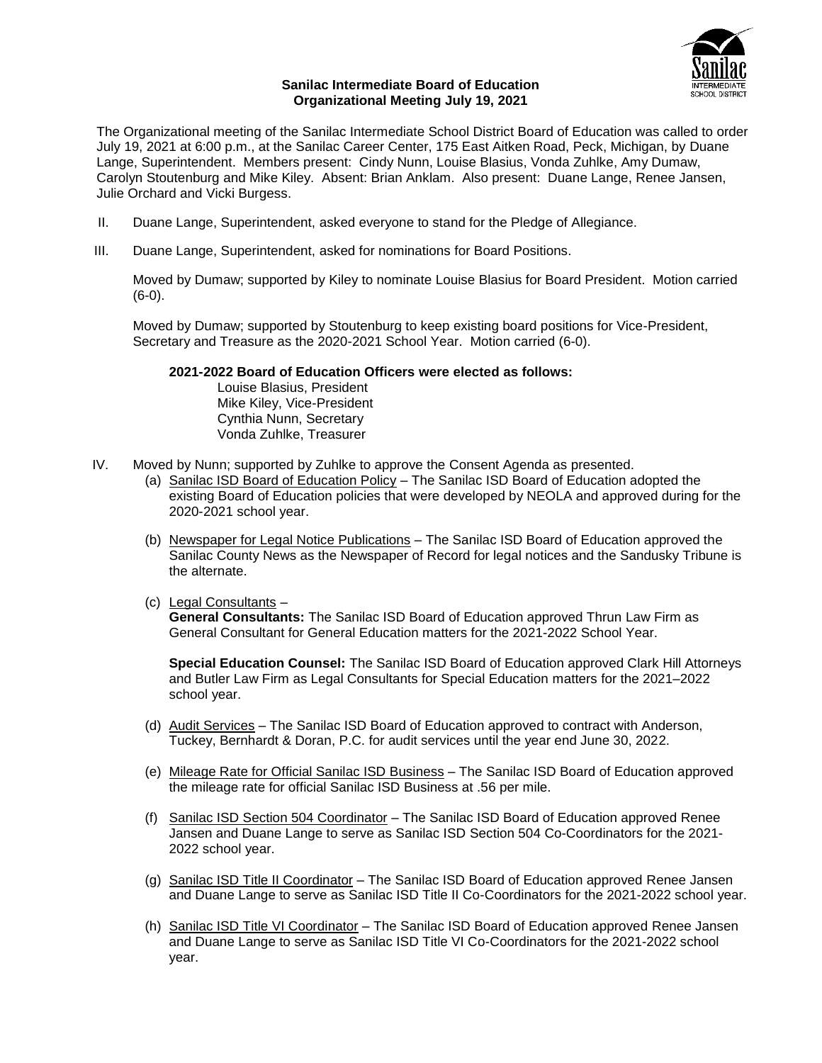**Sanilac Intermediate Board of Education**
**Organizational Meeting July 19, 2021**

The Organizational meeting of the Sanilac Intermediate School District Board of Education was called to order July 19, 2021 at 6:00 p.m., at the Sanilac Career Center, 175 East Aitken Road, Peck, Michigan, by Duane Lange, Superintendent. Members present: Cindy Nunn, Louise Blasius, Vonda Zuhlke, Amy Dumaw, Carolyn Stoutenburg and Mike Kiley. Absent: Brian Anklam. Also present: Duane Lange, Renee Jansen, Julie Orchard and Vicki Burgess.

II. Duane Lange, Superintendent, asked everyone to stand for the Pledge of Allegiance.

III. Duane Lange, Superintendent, asked for nominations for Board Positions.

Moved by Dumaw; supported by Kiley to nominate Louise Blasius for Board President. Motion carried (6-0).

Moved by Dumaw; supported by Stoutenburg to keep existing board positions for Vice-President, Secretary and Treasure as the 2020-2021 School Year. Motion carried (6-0).

**2021-2022 Board of Education Officers were elected as follows:**
Louise Blasius, President
Mike Kiley, Vice-President
Cynthia Nunn, Secretary
Vonda Zuhlke, Treasurer

IV. Moved by Nunn; supported by Zuhlke to approve the Consent Agenda as presented.

(a) Sanilac ISD Board of Education Policy – The Sanilac ISD Board of Education adopted the existing Board of Education policies that were developed by NEOLA and approved during for the 2020-2021 school year.

(b) Newspaper for Legal Notice Publications – The Sanilac ISD Board of Education approved the Sanilac County News as the Newspaper of Record for legal notices and the Sandusky Tribune is the alternate.

(c) Legal Consultants –
**General Consultants:** The Sanilac ISD Board of Education approved Thrun Law Firm as General Consultant for General Education matters for the 2021-2022 School Year.

**Special Education Counsel:** The Sanilac ISD Board of Education approved Clark Hill Attorneys and Butler Law Firm as Legal Consultants for Special Education matters for the 2021–2022 school year.

(d) Audit Services – The Sanilac ISD Board of Education approved to contract with Anderson, Tuckey, Bernhardt & Doran, P.C. for audit services until the year end June 30, 2022.

(e) Mileage Rate for Official Sanilac ISD Business – The Sanilac ISD Board of Education approved the mileage rate for official Sanilac ISD Business at .56 per mile.

(f) Sanilac ISD Section 504 Coordinator – The Sanilac ISD Board of Education approved Renee Jansen and Duane Lange to serve as Sanilac ISD Section 504 Co-Coordinators for the 2021-2022 school year.

(g) Sanilac ISD Title II Coordinator – The Sanilac ISD Board of Education approved Renee Jansen and Duane Lange to serve as Sanilac ISD Title II Co-Coordinators for the 2021-2022 school year.

(h) Sanilac ISD Title VI Coordinator – The Sanilac ISD Board of Education approved Renee Jansen and Duane Lange to serve as Sanilac ISD Title VI Co-Coordinators for the 2021-2022 school year.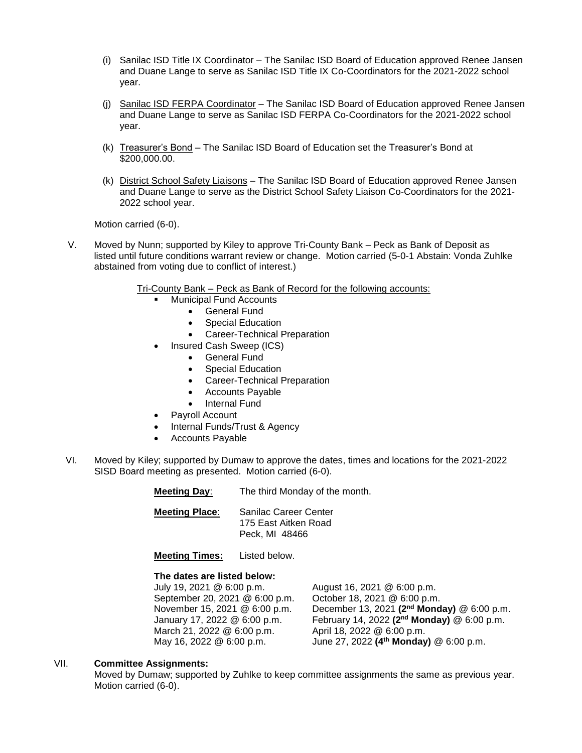(i) Sanilac ISD Title IX Coordinator – The Sanilac ISD Board of Education approved Renee Jansen and Duane Lange to serve as Sanilac ISD Title IX Co-Coordinators for the 2021-2022 school year.

(j) Sanilac ISD FERPA Coordinator – The Sanilac ISD Board of Education approved Renee Jansen and Duane Lange to serve as Sanilac ISD FERPA Co-Coordinators for the 2021-2022 school year.

(k) Treasurer's Bond – The Sanilac ISD Board of Education set the Treasurer's Bond at $200,000.00.

(k) District School Safety Liaisons – The Sanilac ISD Board of Education approved Renee Jansen and Duane Lange to serve as the District School Safety Liaison Co-Coordinators for the 2021-2022 school year.

Motion carried (6-0).

V. Moved by Nunn; supported by Kiley to approve Tri-County Bank – Peck as Bank of Deposit as listed until future conditions warrant review or change. Motion carried (5-0-1 Abstain: Vonda Zuhlke abstained from voting due to conflict of interest.)

Tri-County Bank – Peck as Bank of Record for the following accounts:

- Municipal Fund Accounts
  - General Fund
  - Special Education
  - Career-Technical Preparation
- Insured Cash Sweep (ICS)
  - General Fund
  - Special Education
  - Career-Technical Preparation
  - Accounts Payable
  - Internal Fund
- Payroll Account
- Internal Funds/Trust & Agency
- Accounts Payable

VI. Moved by Kiley; supported by Dumaw to approve the dates, times and locations for the 2021-2022 SISD Board meeting as presented. Motion carried (6-0).

**Meeting Day**: The third Monday of the month.

**Meeting Place**: Sanilac Career Center
175 East Aitken Road
Peck, MI 48466

**Meeting Times:** Listed below.

**The dates are listed below:**

| | |
|---|---|
| July 19, 2021 @ 6:00 p.m. | August 16, 2021 @ 6:00 p.m. |
| September 20, 2021 @ 6:00 p.m. | October 18, 2021 @ 6:00 p.m. |
| November 15, 2021 @ 6:00 p.m. | December 13, 2021 **(2nd Monday)** @ 6:00 p.m. |
| January 17, 2022 @ 6:00 p.m. | February 14, 2022 **(2nd Monday)** @ 6:00 p.m. |
| March 21, 2022 @ 6:00 p.m. | April 18, 2022 @ 6:00 p.m. |
| May 16, 2022 @ 6:00 p.m. | June 27, 2022 **(4th Monday)** @ 6:00 p.m. |

VII. **Committee Assignments:**
Moved by Dumaw; supported by Zuhlke to keep committee assignments the same as previous year. Motion carried (6-0).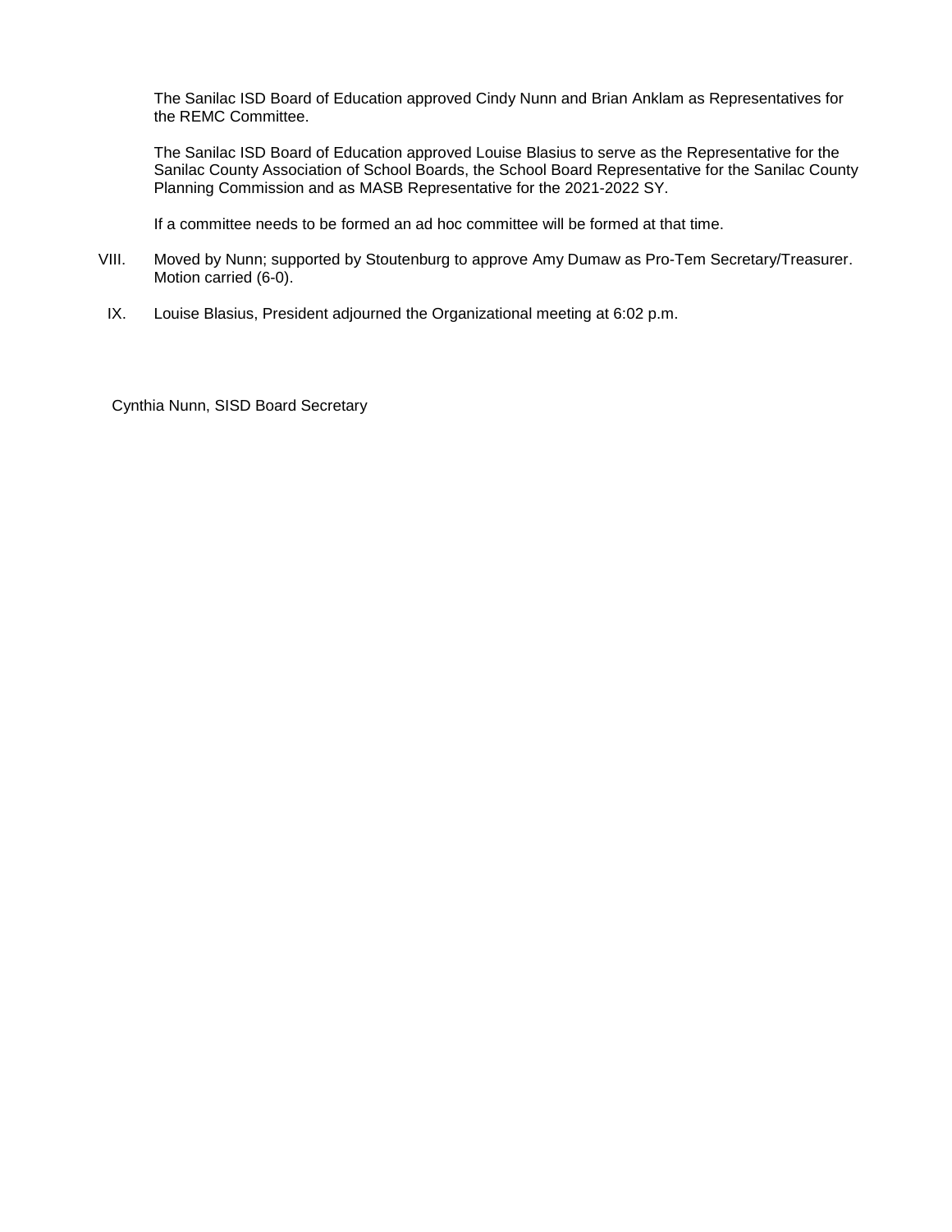The Sanilac ISD Board of Education approved Cindy Nunn and Brian Anklam as Representatives for the REMC Committee.

The Sanilac ISD Board of Education approved Louise Blasius to serve as the Representative for the Sanilac County Association of School Boards, the School Board Representative for the Sanilac County Planning Commission and as MASB Representative for the 2021-2022 SY.

If a committee needs to be formed an ad hoc committee will be formed at that time.

VIII. Moved by Nunn; supported by Stoutenburg to approve Amy Dumaw as Pro-Tem Secretary/Treasurer. Motion carried (6-0).

IX. Louise Blasius, President adjourned the Organizational meeting at 6:02 p.m.

Cynthia Nunn, SISD Board Secretary